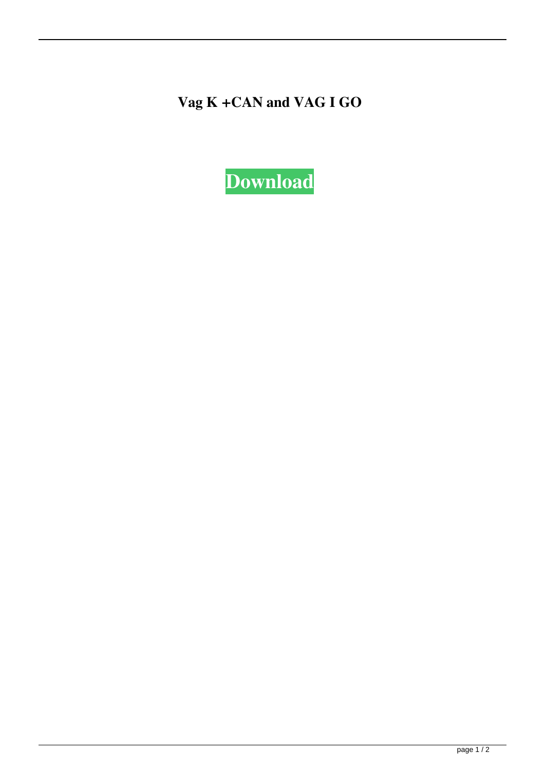**Vag K +CAN and VAG I GO**

**Download**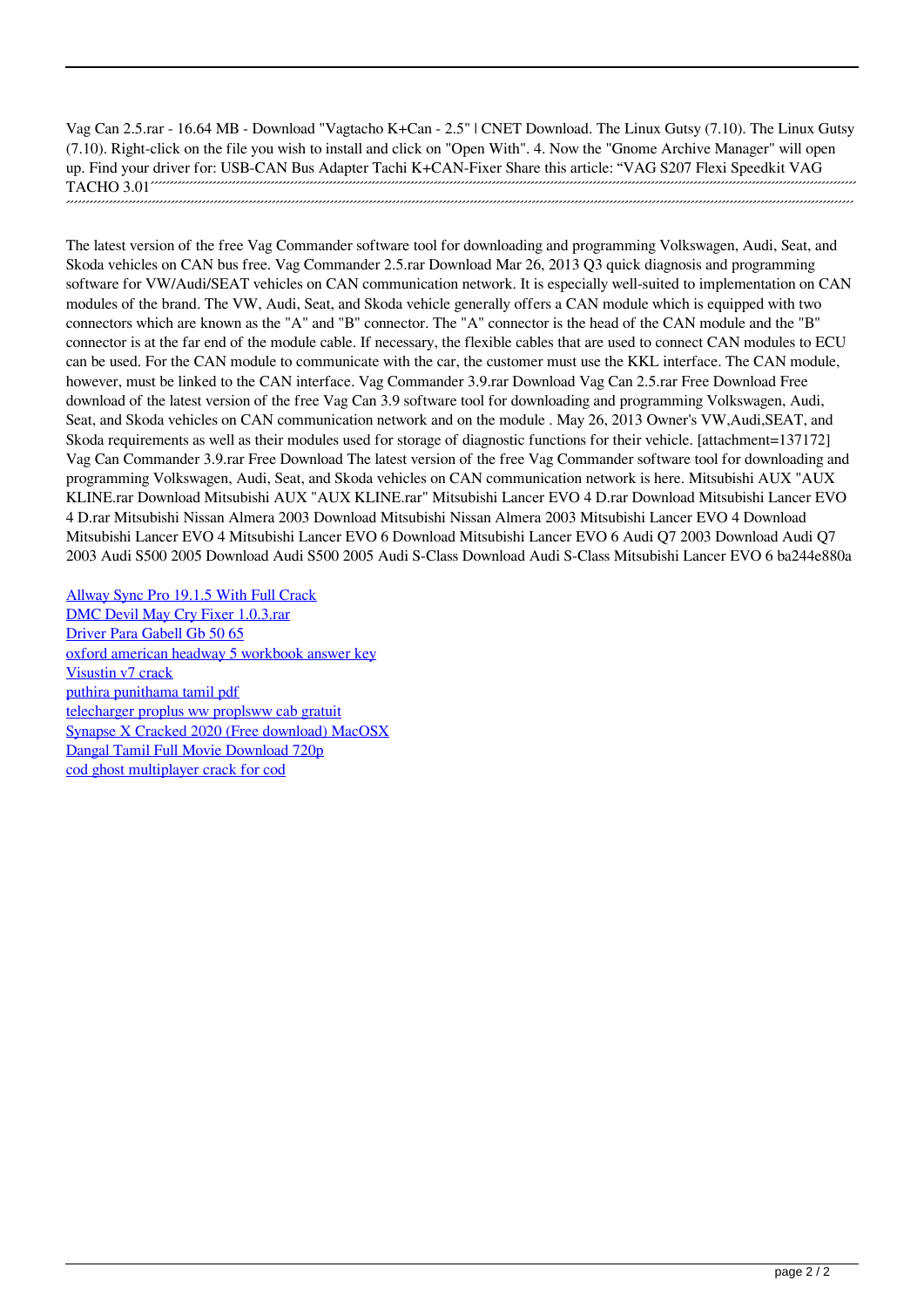Vag Can 2.5.rar - 16.64 MB - Download "Vagtacho K+Can - 2.5" | CNET Download. The Linux Gutsy (7.10). The Linux Gutsy (7.10). Right-click on the file you wish to install and click on "Open With". 4. Now the "Gnome Archive Manager" will open up. Find your driver for: USB-CAN Bus Adapter Tachi K+CAN-Fixer Share this article: “VAG S207 Flexi Speedkit VAG TACHO 3.01´´´´´´´´´´´´´´´´´´´´´´´´´´´´´´´´´´´´´´´´´´´´´´´´´´´´´´´´´´´´´´´´´´´´´´´´´´´´´´´´´´´´´´´´´´´´´´´´´´´´´´´´´´´´´´´´´´´´´´´´´´´´´´´´´´´´´´´´´´´´´´´´´´´´´´´´´´´´´´´´´´´´´´´´´´´´´´´´´´´´´´´´´´´´´´´´´´´´´´´´´´´´´´´´´´´´´´´´´´´´´´´´´´´´´´´´´´´´´´´´´´´´´´´´´´´´´´´´´´´´´´´´´´´´´´´´´´´´´´´´´´´´´´´

The latest version of the free Vag Commander software tool for downloading and programming Volkswagen, Audi, Seat, and Skoda vehicles on CAN bus free. Vag Commander 2.5.rar Download Mar 26, 2013 Q3 quick diagnosis and programming software for VW/Audi/SEAT vehicles on CAN communication network. It is especially well-suited to implementation on CAN modules of the brand. The VW, Audi, Seat, and Skoda vehicle generally offers a CAN module which is equipped with two connectors which are known as the "A" and "B" connector. The "A" connector is the head of the CAN module and the "B" connector is at the far end of the module cable. If necessary, the flexible cables that are used to connect CAN modules to ECU can be used. For the CAN module to communicate with the car, the customer must use the KKL interface. The CAN module, however, must be linked to the CAN interface. Vag Commander 3.9.rar Download Vag Can 2.5.rar Free Download Free download of the latest version of the free Vag Can 3.9 software tool for downloading and programming Volkswagen, Audi, Seat, and Skoda vehicles on CAN communication network and on the module . May 26, 2013 Owner's VW,Audi,SEAT, and Skoda requirements as well as their modules used for storage of diagnostic functions for their vehicle. [attachment=137172] Vag Can Commander 3.9.rar Free Download The latest version of the free Vag Commander software tool for downloading and programming Volkswagen, Audi, Seat, and Skoda vehicles on CAN communication network is here. Mitsubishi AUX "AUX KLINE.rar Download Mitsubishi AUX "AUX KLINE.rar" Mitsubishi Lancer EVO 4 D.rar Download Mitsubishi Lancer EVO 4 D.rar Mitsubishi Nissan Almera 2003 Download Mitsubishi Nissan Almera 2003 Mitsubishi Lancer EVO 4 Download Mitsubishi Lancer EVO 4 Mitsubishi Lancer EVO 6 Download Mitsubishi Lancer EVO 6 Audi Q7 2003 Download Audi Q7 2003 Audi S500 2005 Download Audi S500 2005 Audi S-Class Download Audi S-Class Mitsubishi Lancer EVO 6 ba244e880a

Allway Sync Pro 19.1.5 With Full Crack
DMC Devil May Cry Fixer 1.0.3.rar
Driver Para Gabell Gb 50 65
oxford american headway 5 workbook answer key
Visustin v7 crack
puthira punithama tamil pdf
telecharger proplus ww proplsww cab gratuit
Synapse X Cracked 2020 (Free download) MacOSX
Dangal Tamil Full Movie Download 720p
cod ghost multiplayer crack for cod